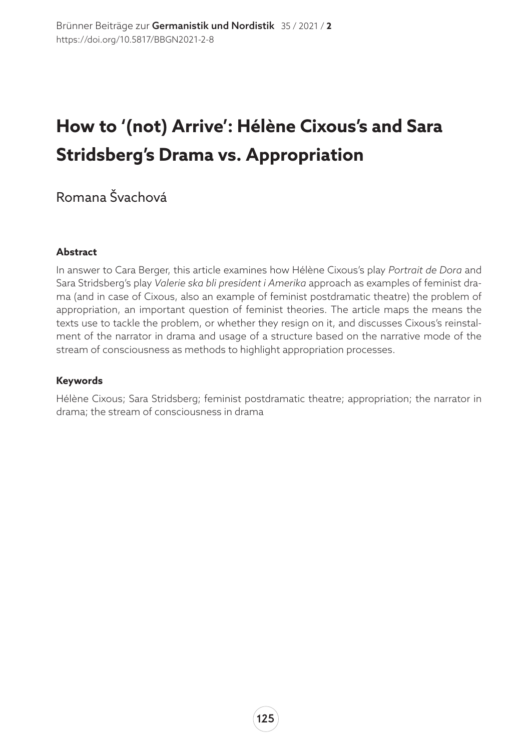# How to '(not) Arrive': Hélène Cixous's and Sara Stridsberg's Drama vs. Appropriation

Romana Švachová

## Abstract

In answer to Cara Berger, this article examines how Hélène Cixous's play *Portrait de Dora* and Sara Stridsberg's play *Valerie ska bli president i Amerika* approach as examples of feminist drama (and in case of Cixous, also an example of feminist postdramatic theatre) the problem of appropriation, an important question of feminist theories. The article maps the means the texts use to tackle the problem, or whether they resign on it, and discusses Cixous's reinstalment of the narrator in drama and usage of a structure based on the narrative mode of the stream of consciousness as methods to highlight appropriation processes.

## Keywords

Hélène Cixous; Sara Stridsberg; feminist postdramatic theatre; appropriation; the narrator in drama; the stream of consciousness in drama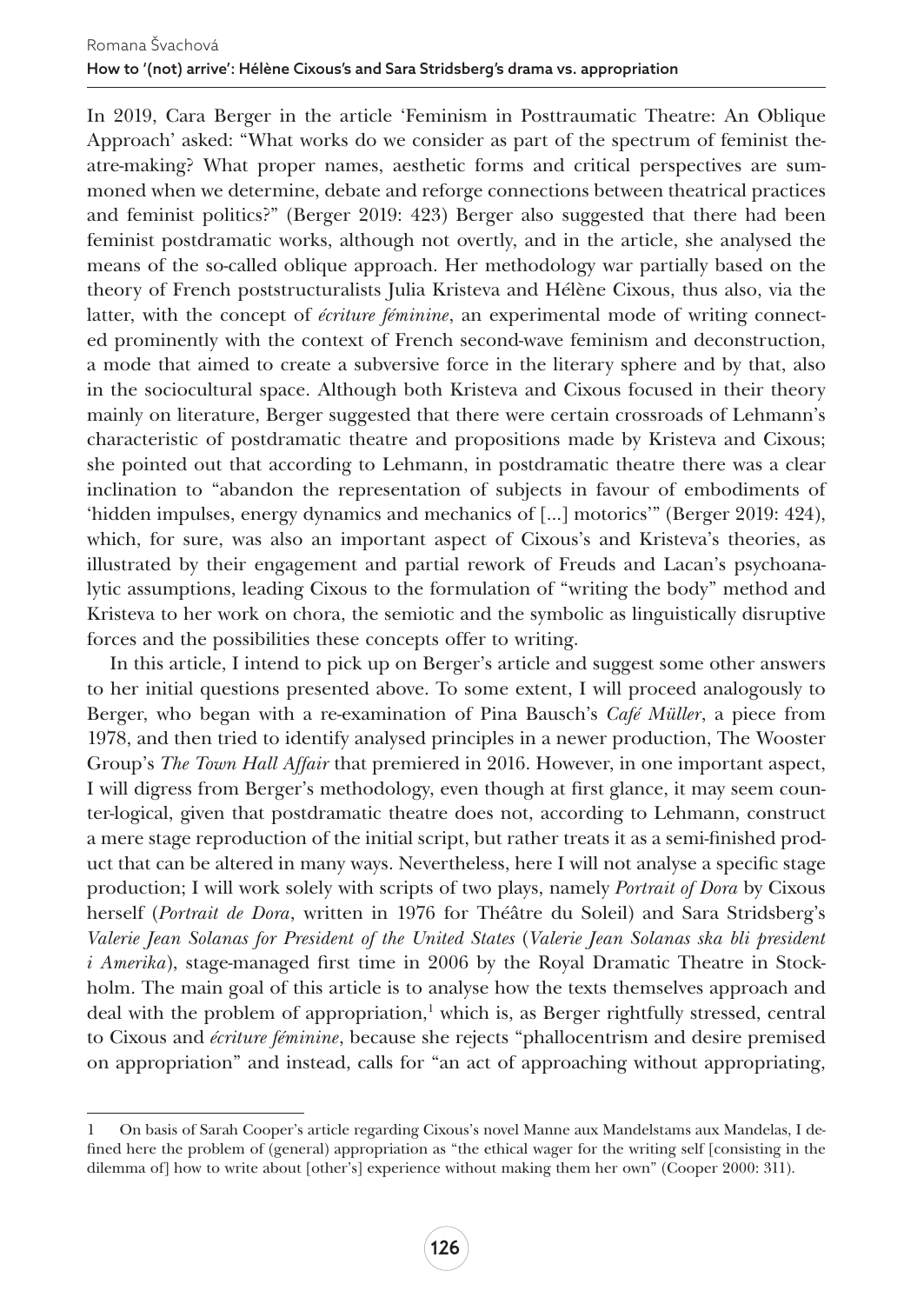In 2019, Cara Berger in the article 'Feminism in Posttraumatic Theatre: An Oblique Approach' asked: "What works do we consider as part of the spectrum of feminist theatre-making? What proper names, aesthetic forms and critical perspectives are summoned when we determine, debate and reforge connections between theatrical practices and feminist politics?" (Berger 2019: 423) Berger also suggested that there had been feminist postdramatic works, although not overtly, and in the article, she analysed the means of the so-called oblique approach. Her methodology war partially based on the theory of French poststructuralists Julia Kristeva and Hélène Cixous, thus also, via the latter, with the concept of *écriture féminine*, an experimental mode of writing connected prominently with the context of French second-wave feminism and deconstruction, a mode that aimed to create a subversive force in the literary sphere and by that, also in the sociocultural space. Although both Kristeva and Cixous focused in their theory mainly on literature, Berger suggested that there were certain crossroads of Lehmann's characteristic of postdramatic theatre and propositions made by Kristeva and Cixous; she pointed out that according to Lehmann, in postdramatic theatre there was a clear inclination to "abandon the representation of subjects in favour of embodiments of 'hidden impulses, energy dynamics and mechanics of [...] motorics'" (Berger 2019: 424), which, for sure, was also an important aspect of Cixous's and Kristeva's theories, as illustrated by their engagement and partial rework of Freuds and Lacan's psychoanalytic assumptions, leading Cixous to the formulation of "writing the body" method and Kristeva to her work on chora, the semiotic and the symbolic as linguistically disruptive forces and the possibilities these concepts offer to writing.

In this article, I intend to pick up on Berger's article and suggest some other answers to her initial questions presented above. To some extent, I will proceed analogously to Berger, who began with a re-examination of Pina Bausch's *Café Müller*, a piece from 1978, and then tried to identify analysed principles in a newer production, The Wooster Group's *The Town Hall Affair* that premiered in 2016. However, in one important aspect, I will digress from Berger's methodology, even though at first glance, it may seem counter-logical, given that postdramatic theatre does not, according to Lehmann, construct a mere stage reproduction of the initial script, but rather treats it as a semi-finished product that can be altered in many ways. Nevertheless, here I will not analyse a specific stage production; I will work solely with scripts of two plays, namely *Portrait of Dora* by Cixous herself (*Portrait de Dora*, written in 1976 for Théâtre du Soleil) and Sara Stridsberg's *Valerie Jean Solanas for President of the United States* (*Valerie Jean Solanas ska bli president i Amerika*), stage-managed first time in 2006 by the Royal Dramatic Theatre in Stockholm. The main goal of this article is to analyse how the texts themselves approach and deal with the problem of appropriation,[1] which is, as Berger rightfully stressed, central to Cixous and *écriture féminine*, because she rejects "phallocentrism and desire premised on appropriation" and instead, calls for "an act of approaching without appropriating,

---

1 On basis of Sarah Cooper's article regarding Cixous's novel Manne aux Mandelstams aux Mandelas, I defined here the problem of (general) appropriation as "the ethical wager for the writing self [consisting in the dilemma of] how to write about [other's] experience without making them her own" (Cooper 2000: 311).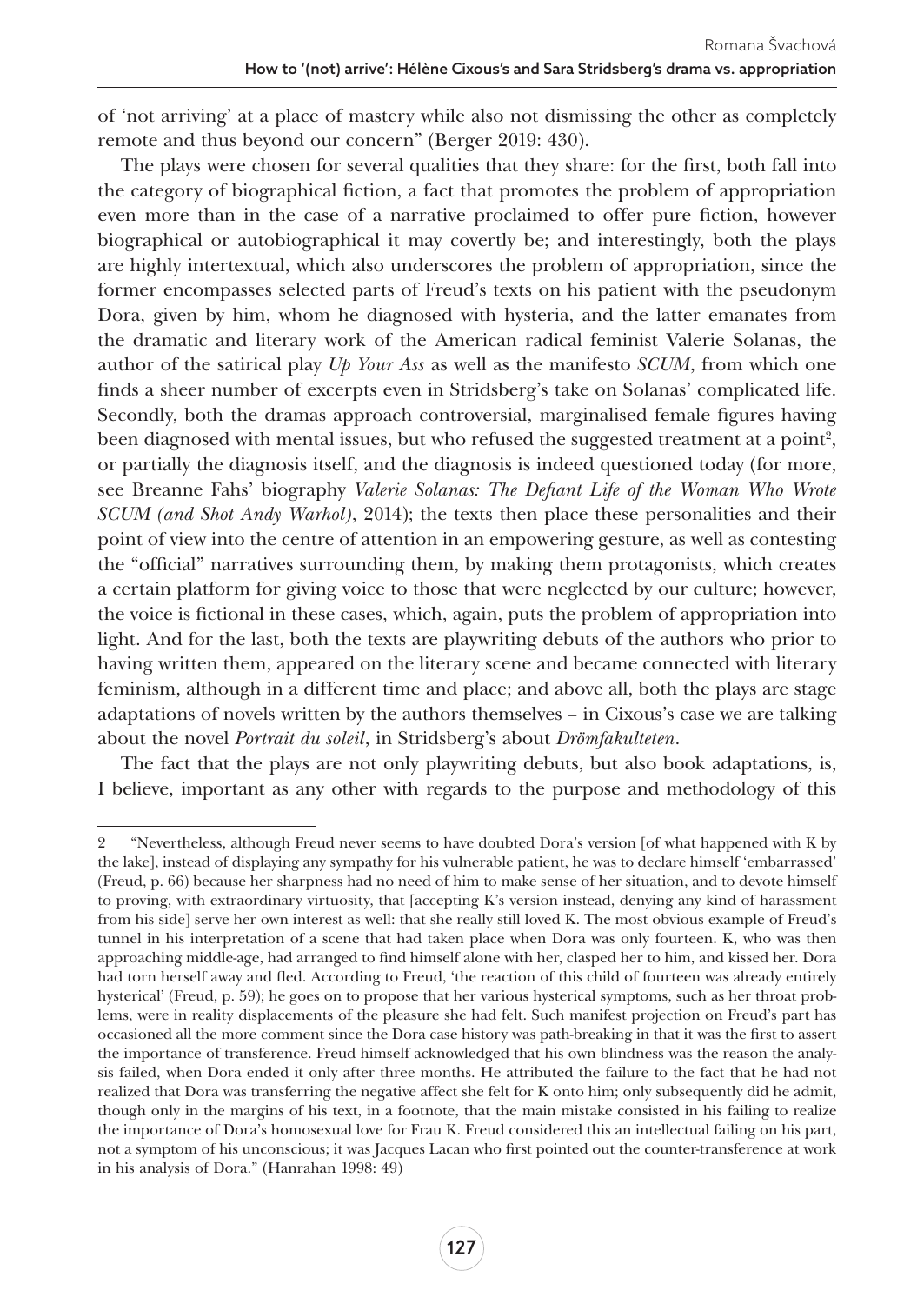of 'not arriving' at a place of mastery while also not dismissing the other as completely remote and thus beyond our concern" (Berger 2019: 430).

The plays were chosen for several qualities that they share: for the first, both fall into the category of biographical fiction, a fact that promotes the problem of appropriation even more than in the case of a narrative proclaimed to offer pure fiction, however biographical or autobiographical it may covertly be; and interestingly, both the plays are highly intertextual, which also underscores the problem of appropriation, since the former encompasses selected parts of Freud's texts on his patient with the pseudonym Dora, given by him, whom he diagnosed with hysteria, and the latter emanates from the dramatic and literary work of the American radical feminist Valerie Solanas, the author of the satirical play *Up Your Ass* as well as the manifesto *SCUM*, from which one finds a sheer number of excerpts even in Stridsberg's take on Solanas' complicated life. Secondly, both the dramas approach controversial, marginalised female figures having been diagnosed with mental issues, but who refused the suggested treatment at a point[2], or partially the diagnosis itself, and the diagnosis is indeed questioned today (for more, see Breanne Fahs' biography *Valerie Solanas: The Defiant Life of the Woman Who Wrote SCUM (and Shot Andy Warhol)*, 2014); the texts then place these personalities and their point of view into the centre of attention in an empowering gesture, as well as contesting the "official" narratives surrounding them, by making them protagonists, which creates a certain platform for giving voice to those that were neglected by our culture; however, the voice is fictional in these cases, which, again, puts the problem of appropriation into light. And for the last, both the texts are playwriting debuts of the authors who prior to having written them, appeared on the literary scene and became connected with literary feminism, although in a different time and place; and above all, both the plays are stage adaptations of novels written by the authors themselves – in Cixous's case we are talking about the novel *Portrait du soleil*, in Stridsberg's about *Drömfakulteten*.

The fact that the plays are not only playwriting debuts, but also book adaptations, is, I believe, important as any other with regards to the purpose and methodology of this

---

2 "Nevertheless, although Freud never seems to have doubted Dora's version [of what happened with K by the lake], instead of displaying any sympathy for his vulnerable patient, he was to declare himself 'embarrassed' (Freud, p. 66) because her sharpness had no need of him to make sense of her situation, and to devote himself to proving, with extraordinary virtuosity, that [accepting K's version instead, denying any kind of harassment from his side] serve her own interest as well: that she really still loved K. The most obvious example of Freud's tunnel in his interpretation of a scene that had taken place when Dora was only fourteen. K, who was then approaching middle-age, had arranged to find himself alone with her, clasped her to him, and kissed her. Dora had torn herself away and fled. According to Freud, 'the reaction of this child of fourteen was already entirely hysterical' (Freud, p. 59); he goes on to propose that her various hysterical symptoms, such as her throat problems, were in reality displacements of the pleasure she had felt. Such manifest projection on Freud's part has occasioned all the more comment since the Dora case history was path-breaking in that it was the first to assert the importance of transference. Freud himself acknowledged that his own blindness was the reason the analysis failed, when Dora ended it only after three months. He attributed the failure to the fact that he had not realized that Dora was transferring the negative affect she felt for K onto him; only subsequently did he admit, though only in the margins of his text, in a footnote, that the main mistake consisted in his failing to realize the importance of Dora's homosexual love for Frau K. Freud considered this an intellectual failing on his part, not a symptom of his unconscious; it was Jacques Lacan who first pointed out the counter-transference at work in his analysis of Dora." (Hanrahan 1998: 49)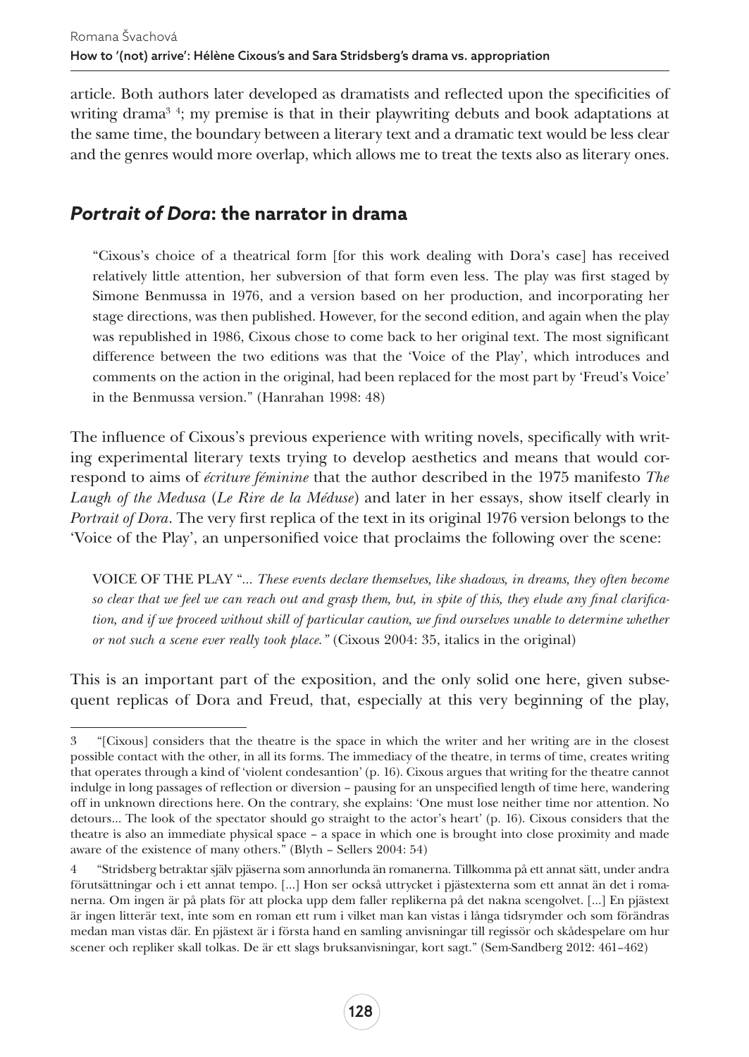article. Both authors later developed as dramatists and reflected upon the specificities of writing drama[3] [4]; my premise is that in their playwriting debuts and book adaptations at the same time, the boundary between a literary text and a dramatic text would be less clear and the genres would more overlap, which allows me to treat the texts also as literary ones.

## *Portrait of Dora*: the narrator in drama

> "Cixous's choice of a theatrical form [for this work dealing with Dora's case] has received relatively little attention, her subversion of that form even less. The play was first staged by Simone Benmussa in 1976, and a version based on her production, and incorporating her stage directions, was then published. However, for the second edition, and again when the play was republished in 1986, Cixous chose to come back to her original text. The most significant difference between the two editions was that the 'Voice of the Play', which introduces and comments on the action in the original, had been replaced for the most part by 'Freud's Voice' in the Benmussa version." (Hanrahan 1998: 48)

The influence of Cixous's previous experience with writing novels, specifically with writing experimental literary texts trying to develop aesthetics and means that would correspond to aims of *écriture féminine* that the author described in the 1975 manifesto *The Laugh of the Medusa* (*Le Rire de la Méduse*) and later in her essays, show itself clearly in *Portrait of Dora*. The very first replica of the text in its original 1976 version belongs to the 'Voice of the Play', an unpersonified voice that proclaims the following over the scene:

> VOICE OF THE PLAY "*... These events declare themselves, like shadows, in dreams, they often become so clear that we feel we can reach out and grasp them, but, in spite of this, they elude any final clarification, and if we proceed without skill of particular caution, we find ourselves unable to determine whether or not such a scene ever really took place."* (Cixous 2004: 35, italics in the original)

This is an important part of the exposition, and the only solid one here, given subsequent replicas of Dora and Freud, that, especially at this very beginning of the play,

---

3 "[Cixous] considers that the theatre is the space in which the writer and her writing are in the closest possible contact with the other, in all its forms. The immediacy of the theatre, in terms of time, creates writing that operates through a kind of 'violent condesantion' (p. 16). Cixous argues that writing for the theatre cannot indulge in long passages of reflection or diversion – pausing for an unspecified length of time here, wandering off in unknown directions here. On the contrary, she explains: 'One must lose neither time nor attention. No detours... The look of the spectator should go straight to the actor's heart' (p. 16). Cixous considers that the theatre is also an immediate physical space – a space in which one is brought into close proximity and made aware of the existence of many others." (Blyth – Sellers 2004: 54)

4 "Stridsberg betraktar själv pjäserna som annorlunda än romanerna. Tillkomma på ett annat sätt, under andra förutsättningar och i ett annat tempo. [...] Hon ser också uttrycket i pjästexterna som ett annat än det i romanerna. Om ingen är på plats för att plocka upp dem faller replikerna på det nakna scengolvet. [...] En pjästext är ingen litterär text, inte som en roman ett rum i vilket man kan vistas i långa tidsrymder och som förändras medan man vistas där. En pjästext är i första hand en samling anvisningar till regissör och skådespelare om hur scener och repliker skall tolkas. De är ett slags bruksanvisningar, kort sagt." (Sem-Sandberg 2012: 461–462)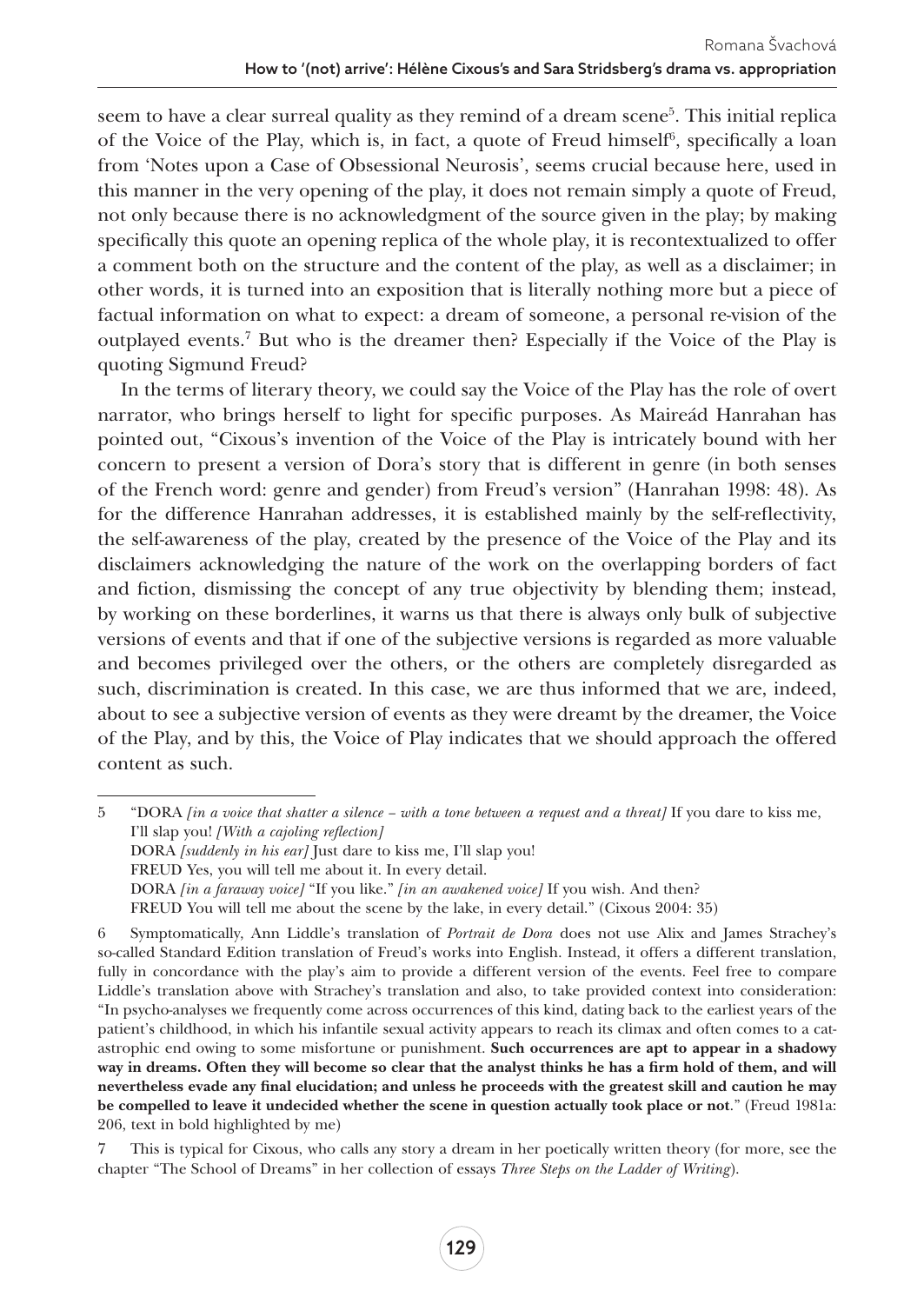seem to have a clear surreal quality as they remind of a dream scene[5]. This initial replica of the Voice of the Play, which is, in fact, a quote of Freud himself[6], specifically a loan from 'Notes upon a Case of Obsessional Neurosis', seems crucial because here, used in this manner in the very opening of the play, it does not remain simply a quote of Freud, not only because there is no acknowledgment of the source given in the play; by making specifically this quote an opening replica of the whole play, it is recontextualized to offer a comment both on the structure and the content of the play, as well as a disclaimer; in other words, it is turned into an exposition that is literally nothing more but a piece of factual information on what to expect: a dream of someone, a personal re-vision of the outplayed events.[7] But who is the dreamer then? Especially if the Voice of the Play is quoting Sigmund Freud?

In the terms of literary theory, we could say the Voice of the Play has the role of overt narrator, who brings herself to light for specific purposes. As Maireád Hanrahan has pointed out, "Cixous's invention of the Voice of the Play is intricately bound with her concern to present a version of Dora's story that is different in genre (in both senses of the French word: genre and gender) from Freud's version" (Hanrahan 1998: 48). As for the difference Hanrahan addresses, it is established mainly by the self-reflectivity, the self-awareness of the play, created by the presence of the Voice of the Play and its disclaimers acknowledging the nature of the work on the overlapping borders of fact and fiction, dismissing the concept of any true objectivity by blending them; instead, by working on these borderlines, it warns us that there is always only bulk of subjective versions of events and that if one of the subjective versions is regarded as more valuable and becomes privileged over the others, or the others are completely disregarded as such, discrimination is created. In this case, we are thus informed that we are, indeed, about to see a subjective version of events as they were dreamt by the dreamer, the Voice of the Play, and by this, the Voice of Play indicates that we should approach the offered content as such.

---

5 "DORA *[in a voice that shatter a silence – with a tone between a request and a threat]* If you dare to kiss me, I'll slap you! *[With a cajoling reflection]*
DORA *[suddenly in his ear]* Just dare to kiss me, I'll slap you!
FREUD Yes, you will tell me about it. In every detail.
DORA *[in a faraway voice]* "If you like." *[in an awakened voice]* If you wish. And then?
FREUD You will tell me about the scene by the lake, in every detail." (Cixous 2004: 35)

6 Symptomatically, Ann Liddle's translation of *Portrait de Dora* does not use Alix and James Strachey's so-called Standard Edition translation of Freud's works into English. Instead, it offers a different translation, fully in concordance with the play's aim to provide a different version of the events. Feel free to compare Liddle's translation above with Strachey's translation and also, to take provided context into consideration: "In psycho-analyses we frequently come across occurrences of this kind, dating back to the earliest years of the patient's childhood, in which his infantile sexual activity appears to reach its climax and often comes to a catastrophic end owing to some misfortune or punishment. **Such occurrences are apt to appear in a shadowy way in dreams. Often they will become so clear that the analyst thinks he has a firm hold of them, and will nevertheless evade any final elucidation; and unless he proceeds with the greatest skill and caution he may be compelled to leave it undecided whether the scene in question actually took place or not**." (Freud 1981a: 206, text in bold highlighted by me)

7 This is typical for Cixous, who calls any story a dream in her poetically written theory (for more, see the chapter "The School of Dreams" in her collection of essays *Three Steps on the Ladder of Writing*).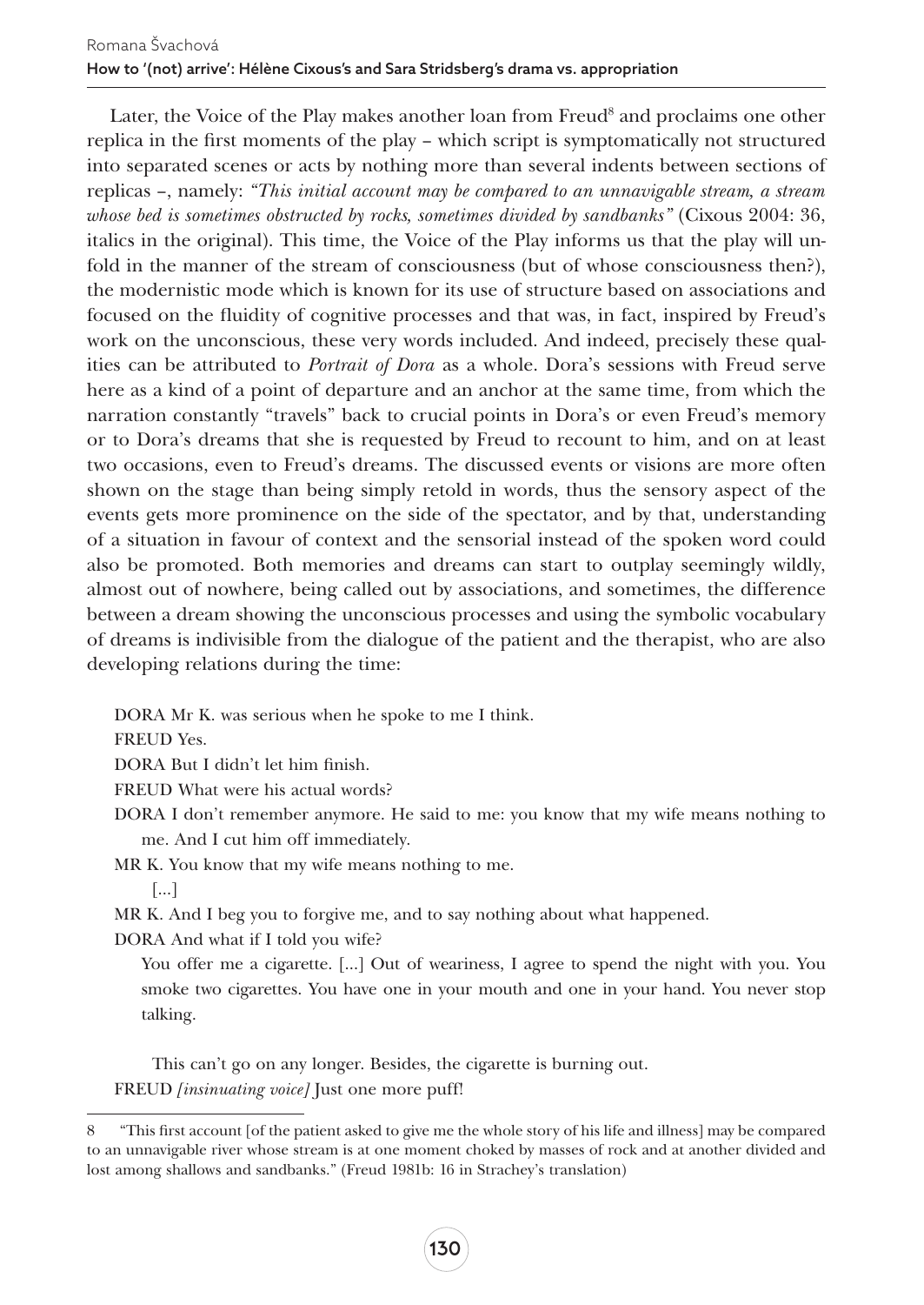Later, the Voice of the Play makes another loan from Freud[8] and proclaims one other replica in the first moments of the play – which script is symptomatically not structured into separated scenes or acts by nothing more than several indents between sections of replicas –, namely: *"This initial account may be compared to an unnavigable stream, a stream whose bed is sometimes obstructed by rocks, sometimes divided by sandbanks"* (Cixous 2004: 36, italics in the original). This time, the Voice of the Play informs us that the play will unfold in the manner of the stream of consciousness (but of whose consciousness then?), the modernistic mode which is known for its use of structure based on associations and focused on the fluidity of cognitive processes and that was, in fact, inspired by Freud's work on the unconscious, these very words included. And indeed, precisely these qualities can be attributed to *Portrait of Dora* as a whole. Dora's sessions with Freud serve here as a kind of a point of departure and an anchor at the same time, from which the narration constantly "travels" back to crucial points in Dora's or even Freud's memory or to Dora's dreams that she is requested by Freud to recount to him, and on at least two occasions, even to Freud's dreams. The discussed events or visions are more often shown on the stage than being simply retold in words, thus the sensory aspect of the events gets more prominence on the side of the spectator, and by that, understanding of a situation in favour of context and the sensorial instead of the spoken word could also be promoted. Both memories and dreams can start to outplay seemingly wildly, almost out of nowhere, being called out by associations, and sometimes, the difference between a dream showing the unconscious processes and using the symbolic vocabulary of dreams is indivisible from the dialogue of the patient and the therapist, who are also developing relations during the time:

> DORA Mr K. was serious when he spoke to me I think.
>
> FREUD Yes.
>
> DORA But I didn't let him finish.
>
> FREUD What were his actual words?
>
> DORA I don't remember anymore. He said to me: you know that my wife means nothing to me. And I cut him off immediately.
>
> MR K. You know that my wife means nothing to me.
>
> [...]
>
> MR K. And I beg you to forgive me, and to say nothing about what happened.
>
> DORA And what if I told you wife?
>
> You offer me a cigarette. [...] Out of weariness, I agree to spend the night with you. You smoke two cigarettes. You have one in your mouth and one in your hand. You never stop talking.
>
> This can't go on any longer. Besides, the cigarette is burning out.
>
> FREUD *[insinuating voice]* Just one more puff!

---

8 "This first account [of the patient asked to give me the whole story of his life and illness] may be compared to an unnavigable river whose stream is at one moment choked by masses of rock and at another divided and lost among shallows and sandbanks." (Freud 1981b: 16 in Strachey's translation)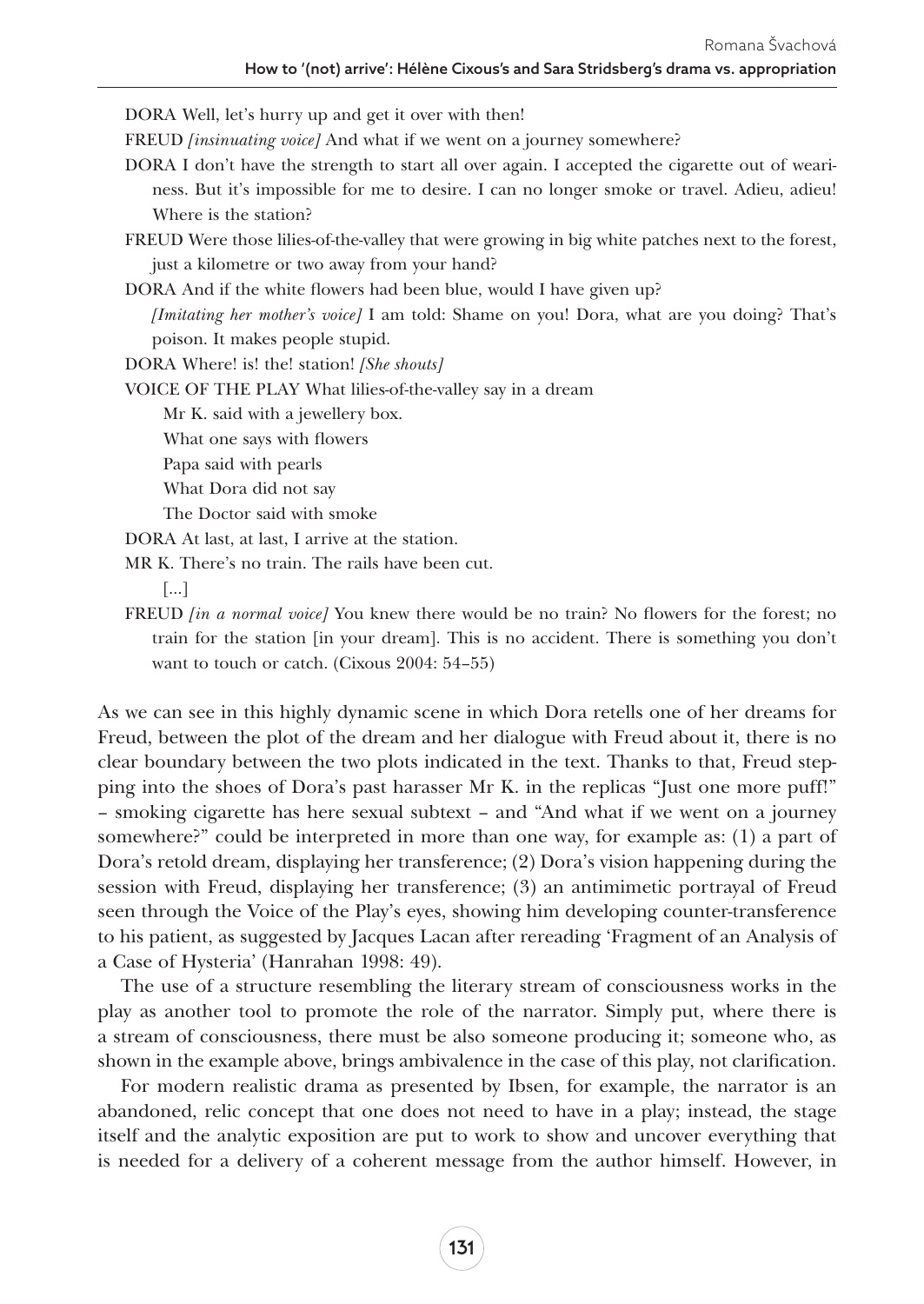DORA Well, let's hurry up and get it over with then!

FREUD *[insinuating voice]* And what if we went on a journey somewhere?

DORA I don't have the strength to start all over again. I accepted the cigarette out of weariness. But it's impossible for me to desire. I can no longer smoke or travel. Adieu, adieu! Where is the station?

FREUD Were those lilies-of-the-valley that were growing in big white patches next to the forest, just a kilometre or two away from your hand?

DORA And if the white flowers had been blue, would I have given up?

*[Imitating her mother's voice]* I am told: Shame on you! Dora, what are you doing? That's poison. It makes people stupid.

DORA Where! is! the! station! *[She shouts]*

VOICE OF THE PLAY What lilies-of-the-valley say in a dream

Mr K. said with a jewellery box.

What one says with flowers

Papa said with pearls

What Dora did not say

The Doctor said with smoke

DORA At last, at last, I arrive at the station.

MR K. There's no train. The rails have been cut.

[...]

FREUD *[in a normal voice]* You knew there would be no train? No flowers for the forest; no train for the station [in your dream]. This is no accident. There is something you don't want to touch or catch. (Cixous 2004: 54–55)

As we can see in this highly dynamic scene in which Dora retells one of her dreams for Freud, between the plot of the dream and her dialogue with Freud about it, there is no clear boundary between the two plots indicated in the text. Thanks to that, Freud stepping into the shoes of Dora's past harasser Mr K. in the replicas "Just one more puff!" – smoking cigarette has here sexual subtext – and "And what if we went on a journey somewhere?" could be interpreted in more than one way, for example as: (1) a part of Dora's retold dream, displaying her transference; (2) Dora's vision happening during the session with Freud, displaying her transference; (3) an antimimetic portrayal of Freud seen through the Voice of the Play's eyes, showing him developing counter-transference to his patient, as suggested by Jacques Lacan after rereading 'Fragment of an Analysis of a Case of Hysteria' (Hanrahan 1998: 49).

The use of a structure resembling the literary stream of consciousness works in the play as another tool to promote the role of the narrator. Simply put, where there is a stream of consciousness, there must be also someone producing it; someone who, as shown in the example above, brings ambivalence in the case of this play, not clarification.

For modern realistic drama as presented by Ibsen, for example, the narrator is an abandoned, relic concept that one does not need to have in a play; instead, the stage itself and the analytic exposition are put to work to show and uncover everything that is needed for a delivery of a coherent message from the author himself. However, in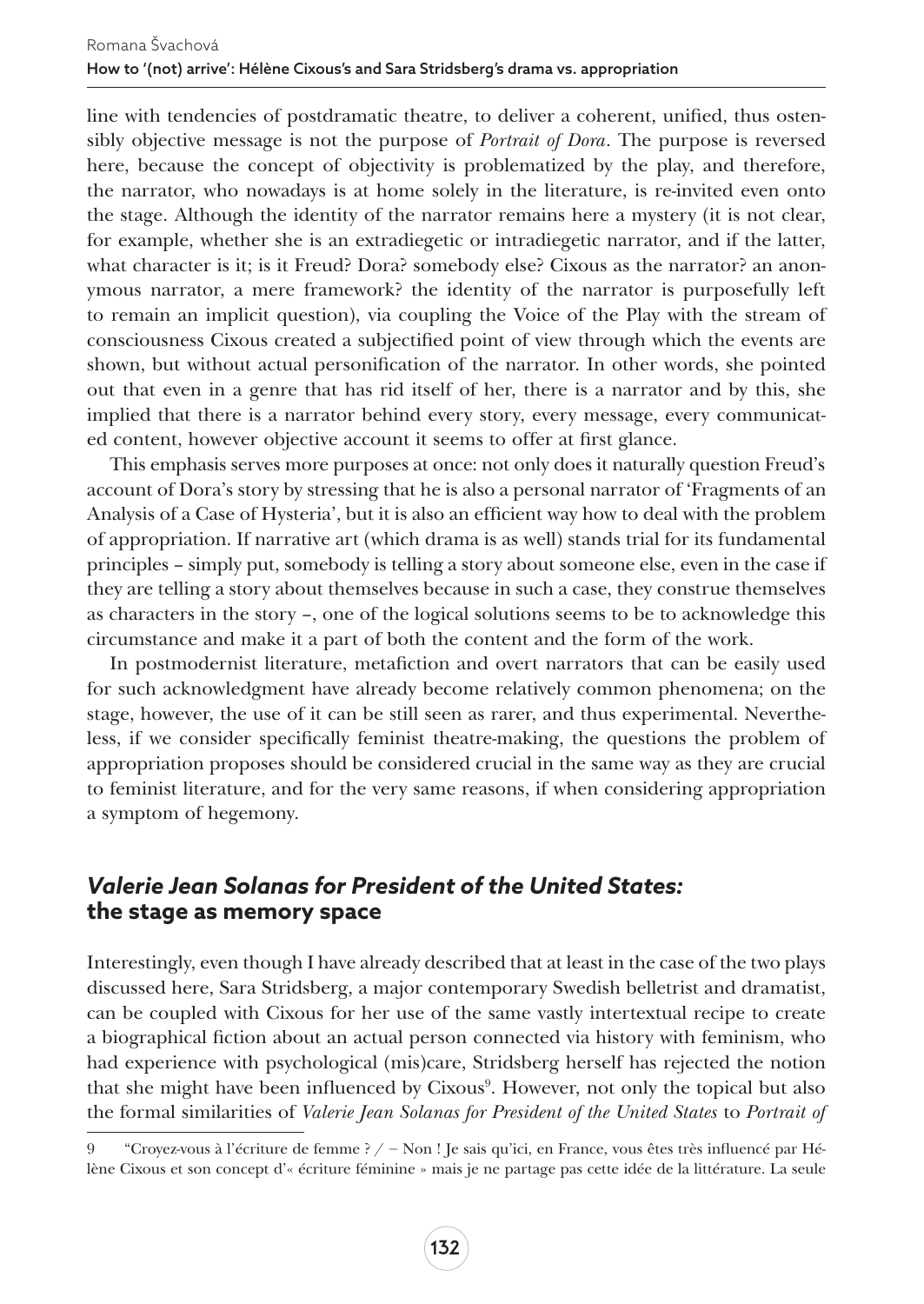line with tendencies of postdramatic theatre, to deliver a coherent, unified, thus ostensibly objective message is not the purpose of *Portrait of Dora*. The purpose is reversed here, because the concept of objectivity is problematized by the play, and therefore, the narrator, who nowadays is at home solely in the literature, is re-invited even onto the stage. Although the identity of the narrator remains here a mystery (it is not clear, for example, whether she is an extradiegetic or intradiegetic narrator, and if the latter, what character is it; is it Freud? Dora? somebody else? Cixous as the narrator? an anonymous narrator, a mere framework? the identity of the narrator is purposefully left to remain an implicit question), via coupling the Voice of the Play with the stream of consciousness Cixous created a subjectified point of view through which the events are shown, but without actual personification of the narrator. In other words, she pointed out that even in a genre that has rid itself of her, there is a narrator and by this, she implied that there is a narrator behind every story, every message, every communicated content, however objective account it seems to offer at first glance.

This emphasis serves more purposes at once: not only does it naturally question Freud's account of Dora's story by stressing that he is also a personal narrator of 'Fragments of an Analysis of a Case of Hysteria', but it is also an efficient way how to deal with the problem of appropriation. If narrative art (which drama is as well) stands trial for its fundamental principles – simply put, somebody is telling a story about someone else, even in the case if they are telling a story about themselves because in such a case, they construe themselves as characters in the story –, one of the logical solutions seems to be to acknowledge this circumstance and make it a part of both the content and the form of the work.

In postmodernist literature, metafiction and overt narrators that can be easily used for such acknowledgment have already become relatively common phenomena; on the stage, however, the use of it can be still seen as rarer, and thus experimental. Nevertheless, if we consider specifically feminist theatre-making, the questions the problem of appropriation proposes should be considered crucial in the same way as they are crucial to feminist literature, and for the very same reasons, if when considering appropriation a symptom of hegemony.

## *Valerie Jean Solanas for President of the United States:* the stage as memory space

Interestingly, even though I have already described that at least in the case of the two plays discussed here, Sara Stridsberg, a major contemporary Swedish belletrist and dramatist, can be coupled with Cixous for her use of the same vastly intertextual recipe to create a biographical fiction about an actual person connected via history with feminism, who had experience with psychological (mis)care, Stridsberg herself has rejected the notion that she might have been influenced by Cixous[9]. However, not only the topical but also the formal similarities of *Valerie Jean Solanas for President of the United States* to *Portrait of*

9 "Croyez-vous à l'écriture de femme ? / – Non ! Je sais qu'ici, en France, vous êtes très influencé par Hélène Cixous et son concept d'« écriture féminine » mais je ne partage pas cette idée de la littérature. La seule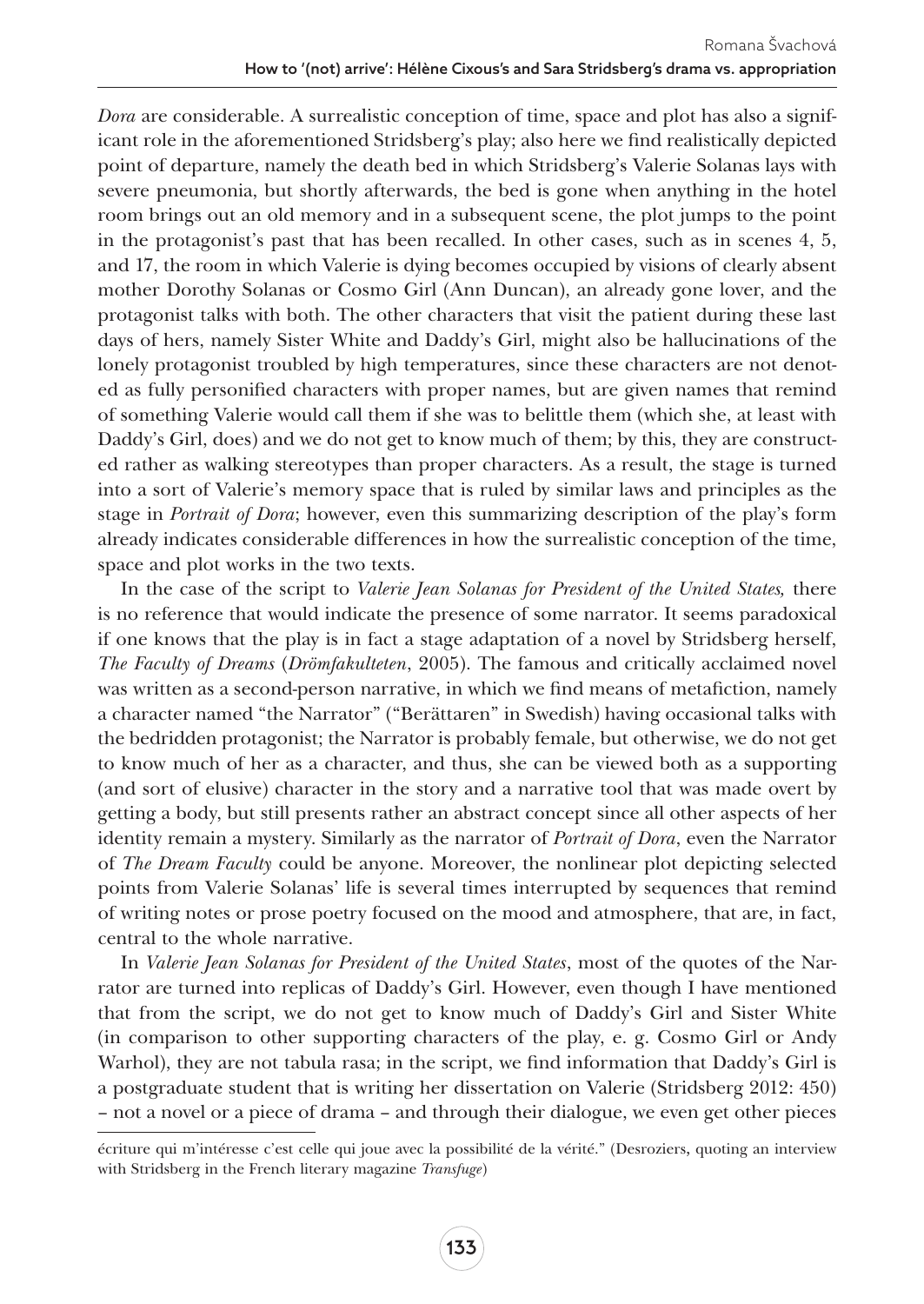*Dora* are considerable. A surrealistic conception of time, space and plot has also a significant role in the aforementioned Stridsberg's play; also here we find realistically depicted point of departure, namely the death bed in which Stridsberg's Valerie Solanas lays with severe pneumonia, but shortly afterwards, the bed is gone when anything in the hotel room brings out an old memory and in a subsequent scene, the plot jumps to the point in the protagonist's past that has been recalled. In other cases, such as in scenes 4, 5, and 17, the room in which Valerie is dying becomes occupied by visions of clearly absent mother Dorothy Solanas or Cosmo Girl (Ann Duncan), an already gone lover, and the protagonist talks with both. The other characters that visit the patient during these last days of hers, namely Sister White and Daddy's Girl, might also be hallucinations of the lonely protagonist troubled by high temperatures, since these characters are not denoted as fully personified characters with proper names, but are given names that remind of something Valerie would call them if she was to belittle them (which she, at least with Daddy's Girl, does) and we do not get to know much of them; by this, they are constructed rather as walking stereotypes than proper characters. As a result, the stage is turned into a sort of Valerie's memory space that is ruled by similar laws and principles as the stage in *Portrait of Dora*; however, even this summarizing description of the play's form already indicates considerable differences in how the surrealistic conception of the time, space and plot works in the two texts.

In the case of the script to *Valerie Jean Solanas for President of the United States,* there is no reference that would indicate the presence of some narrator. It seems paradoxical if one knows that the play is in fact a stage adaptation of a novel by Stridsberg herself, *The Faculty of Dreams* (*Drömfakulteten*, 2005). The famous and critically acclaimed novel was written as a second-person narrative, in which we find means of metafiction, namely a character named "the Narrator" ("Berättaren" in Swedish) having occasional talks with the bedridden protagonist; the Narrator is probably female, but otherwise, we do not get to know much of her as a character, and thus, she can be viewed both as a supporting (and sort of elusive) character in the story and a narrative tool that was made overt by getting a body, but still presents rather an abstract concept since all other aspects of her identity remain a mystery. Similarly as the narrator of *Portrait of Dora*, even the Narrator of *The Dream Faculty* could be anyone. Moreover, the nonlinear plot depicting selected points from Valerie Solanas' life is several times interrupted by sequences that remind of writing notes or prose poetry focused on the mood and atmosphere, that are, in fact, central to the whole narrative.

In *Valerie Jean Solanas for President of the United States*, most of the quotes of the Narrator are turned into replicas of Daddy's Girl. However, even though I have mentioned that from the script, we do not get to know much of Daddy's Girl and Sister White (in comparison to other supporting characters of the play, e. g. Cosmo Girl or Andy Warhol), they are not tabula rasa; in the script, we find information that Daddy's Girl is a postgraduate student that is writing her dissertation on Valerie (Stridsberg 2012: 450) – not a novel or a piece of drama – and through their dialogue, we even get other pieces

---

écriture qui m'intéresse c'est celle qui joue avec la possibilité de la vérité." (Desroziers, quoting an interview with Stridsberg in the French literary magazine *Transfuge*)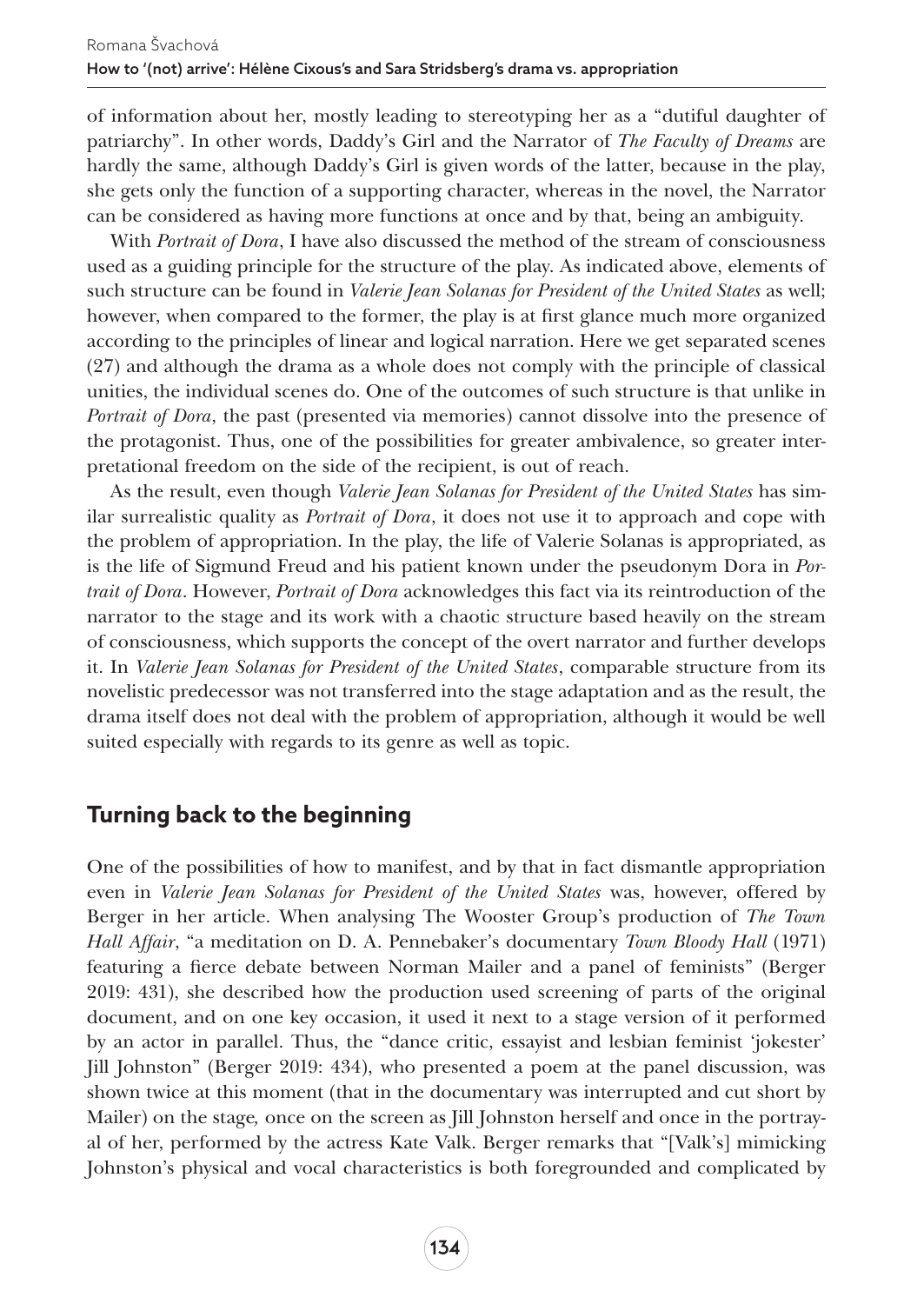of information about her, mostly leading to stereotyping her as a "dutiful daughter of patriarchy". In other words, Daddy's Girl and the Narrator of *The Faculty of Dreams* are hardly the same, although Daddy's Girl is given words of the latter, because in the play, she gets only the function of a supporting character, whereas in the novel, the Narrator can be considered as having more functions at once and by that, being an ambiguity.

With *Portrait of Dora*, I have also discussed the method of the stream of consciousness used as a guiding principle for the structure of the play. As indicated above, elements of such structure can be found in *Valerie Jean Solanas for President of the United States* as well; however, when compared to the former, the play is at first glance much more organized according to the principles of linear and logical narration. Here we get separated scenes (27) and although the drama as a whole does not comply with the principle of classical unities, the individual scenes do. One of the outcomes of such structure is that unlike in *Portrait of Dora*, the past (presented via memories) cannot dissolve into the presence of the protagonist. Thus, one of the possibilities for greater ambivalence, so greater interpretational freedom on the side of the recipient, is out of reach.

As the result, even though *Valerie Jean Solanas for President of the United States* has similar surrealistic quality as *Portrait of Dora*, it does not use it to approach and cope with the problem of appropriation. In the play, the life of Valerie Solanas is appropriated, as is the life of Sigmund Freud and his patient known under the pseudonym Dora in *Portrait of Dora*. However, *Portrait of Dora* acknowledges this fact via its reintroduction of the narrator to the stage and its work with a chaotic structure based heavily on the stream of consciousness, which supports the concept of the overt narrator and further develops it. In *Valerie Jean Solanas for President of the United States*, comparable structure from its novelistic predecessor was not transferred into the stage adaptation and as the result, the drama itself does not deal with the problem of appropriation, although it would be well suited especially with regards to its genre as well as topic.

## Turning back to the beginning

One of the possibilities of how to manifest, and by that in fact dismantle appropriation even in *Valerie Jean Solanas for President of the United States* was, however, offered by Berger in her article. When analysing The Wooster Group's production of *The Town Hall Affair*, "a meditation on D. A. Pennebaker's documentary *Town Bloody Hall* (1971) featuring a fierce debate between Norman Mailer and a panel of feminists" (Berger 2019: 431), she described how the production used screening of parts of the original document, and on one key occasion, it used it next to a stage version of it performed by an actor in parallel. Thus, the "dance critic, essayist and lesbian feminist 'jokester' Jill Johnston" (Berger 2019: 434), who presented a poem at the panel discussion, was shown twice at this moment (that in the documentary was interrupted and cut short by Mailer) on the stage, once on the screen as Jill Johnston herself and once in the portrayal of her, performed by the actress Kate Valk. Berger remarks that "[Valk's] mimicking Johnston's physical and vocal characteristics is both foregrounded and complicated by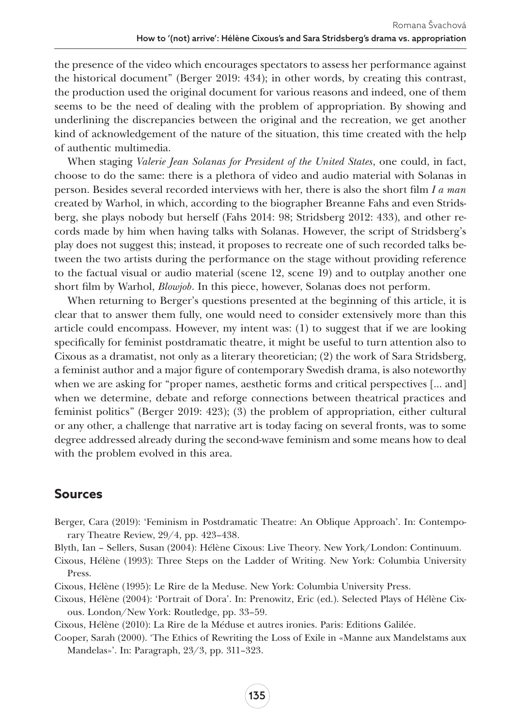the presence of the video which encourages spectators to assess her performance against the historical document" (Berger 2019: 434); in other words, by creating this contrast, the production used the original document for various reasons and indeed, one of them seems to be the need of dealing with the problem of appropriation. By showing and underlining the discrepancies between the original and the recreation, we get another kind of acknowledgement of the nature of the situation, this time created with the help of authentic multimedia.

When staging *Valerie Jean Solanas for President of the United States*, one could, in fact, choose to do the same: there is a plethora of video and audio material with Solanas in person. Besides several recorded interviews with her, there is also the short film *I a man* created by Warhol, in which, according to the biographer Breanne Fahs and even Stridsberg, she plays nobody but herself (Fahs 2014: 98; Stridsberg 2012: 433), and other records made by him when having talks with Solanas. However, the script of Stridsberg's play does not suggest this; instead, it proposes to recreate one of such recorded talks between the two artists during the performance on the stage without providing reference to the factual visual or audio material (scene 12, scene 19) and to outplay another one short film by Warhol, *Blowjob*. In this piece, however, Solanas does not perform.

When returning to Berger's questions presented at the beginning of this article, it is clear that to answer them fully, one would need to consider extensively more than this article could encompass. However, my intent was: (1) to suggest that if we are looking specifically for feminist postdramatic theatre, it might be useful to turn attention also to Cixous as a dramatist, not only as a literary theoretician; (2) the work of Sara Stridsberg, a feminist author and a major figure of contemporary Swedish drama, is also noteworthy when we are asking for "proper names, aesthetic forms and critical perspectives [... and] when we determine, debate and reforge connections between theatrical practices and feminist politics" (Berger 2019: 423); (3) the problem of appropriation, either cultural or any other, a challenge that narrative art is today facing on several fronts, was to some degree addressed already during the second-wave feminism and some means how to deal with the problem evolved in this area.

## Sources

Berger, Cara (2019): 'Feminism in Postdramatic Theatre: An Oblique Approach'. In: Contemporary Theatre Review, 29/4, pp. 423–438.

Blyth, Ian – Sellers, Susan (2004): Hélène Cixous: Live Theory. New York/London: Continuum.

Cixous, Hélène (1993): Three Steps on the Ladder of Writing. New York: Columbia University Press.

Cixous, Hélène (1995): Le Rire de la Meduse. New York: Columbia University Press.

Cixous, Hélène (2004): 'Portrait of Dora'. In: Prenowitz, Eric (ed.). Selected Plays of Hélène Cixous. London/New York: Routledge, pp. 33–59.

Cixous, Hélène (2010): La Rire de la Méduse et autres ironies. Paris: Editions Galilée.

Cooper, Sarah (2000). 'The Ethics of Rewriting the Loss of Exile in «Manne aux Mandelstams aux Mandelas»'. In: Paragraph, 23/3, pp. 311–323.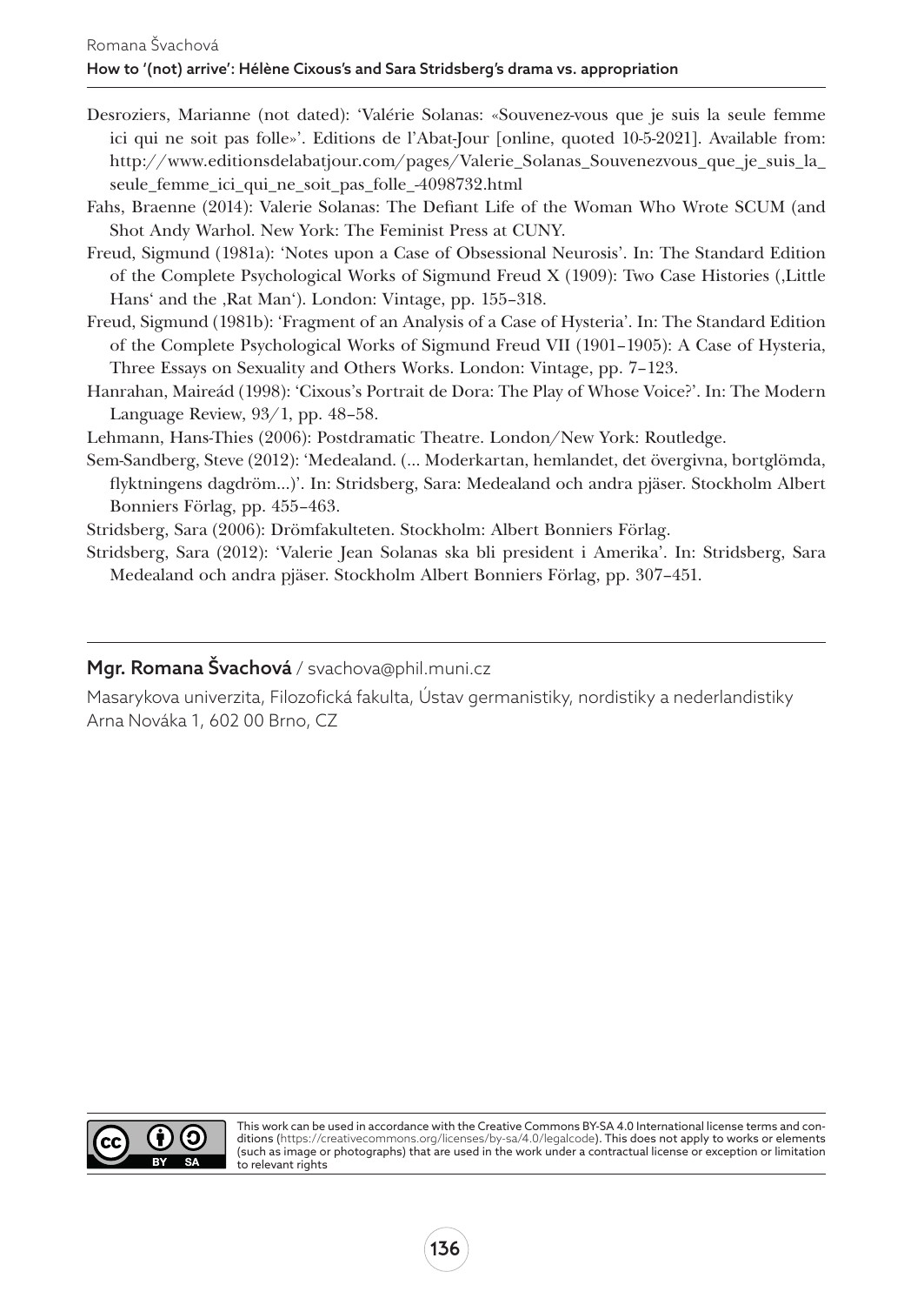Desroziers, Marianne (not dated): 'Valérie Solanas: «Souvenez-vous que je suis la seule femme ici qui ne soit pas folle»'. Editions de l'Abat-Jour [online, quoted 10-5-2021]. Available from: http://www.editionsdelabatjour.com/pages/Valerie_Solanas_Souvenezvous_que_je_suis_la_seule_femme_ici_qui_ne_soit_pas_folle_-4098732.html

Fahs, Braenne (2014): Valerie Solanas: The Defiant Life of the Woman Who Wrote SCUM (and Shot Andy Warhol. New York: The Feminist Press at CUNY.

Freud, Sigmund (1981a): 'Notes upon a Case of Obsessional Neurosis'. In: The Standard Edition of the Complete Psychological Works of Sigmund Freud X (1909): Two Case Histories (‚Little Hans' and the ‚Rat Man'). London: Vintage, pp. 155–318.

Freud, Sigmund (1981b): 'Fragment of an Analysis of a Case of Hysteria'. In: The Standard Edition of the Complete Psychological Works of Sigmund Freud VII (1901–1905): A Case of Hysteria, Three Essays on Sexuality and Others Works. London: Vintage, pp. 7–123.

Hanrahan, Maireád (1998): 'Cixous's Portrait de Dora: The Play of Whose Voice?'. In: The Modern Language Review, 93/1, pp. 48–58.

Lehmann, Hans-Thies (2006): Postdramatic Theatre. London/New York: Routledge.

Sem-Sandberg, Steve (2012): 'Medealand. (... Moderkartan, hemlandet, det övergivna, bortglömda, flyktningens dagdröm...)'. In: Stridsberg, Sara: Medealand och andra pjäser. Stockholm Albert Bonniers Förlag, pp. 455–463.

Stridsberg, Sara (2006): Drömfakulteten. Stockholm: Albert Bonniers Förlag.

Stridsberg, Sara (2012): 'Valerie Jean Solanas ska bli president i Amerika'. In: Stridsberg, Sara Medealand och andra pjäser. Stockholm Albert Bonniers Förlag, pp. 307–451.

---

**Mgr. Romana Švachová** / svachova@phil.muni.cz

Masarykova univerzita, Filozofická fakulta, Ústav germanistiky, nordistiky a nederlandistiky
Arna Nováka 1, 602 00 Brno, CZ

This work can be used in accordance with the Creative Commons BY-SA 4.0 International license terms and conditions (https://creativecommons.org/licenses/by-sa/4.0/legalcode). This does not apply to works or elements (such as image or photographs) that are used in the work under a contractual license or exception or limitation to relevant rights